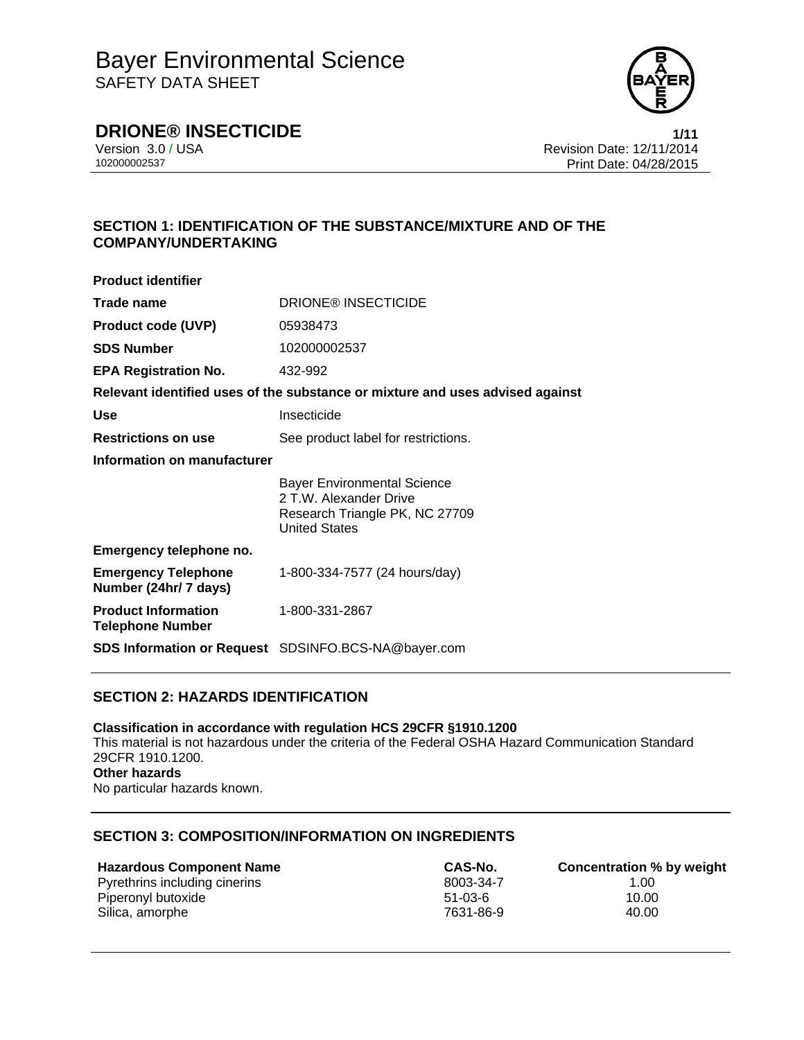# Bayer Environmental Science

SAFETY DATA SHEET

## DRIONE® INSECTICIDE

Version 3.0 / USA
102000002537

Revision Date: 12/11/2014
Print Date: 04/28/2015

## SECTION 1: IDENTIFICATION OF THE SUBSTANCE/MIXTURE AND OF THE COMPANY/UNDERTAKING

**Product identifier**

| | |
|---|---|
| **Trade name** | DRIONE® INSECTICIDE |
| **Product code (UVP)** | 05938473 |
| **SDS Number** | 102000002537 |
| **EPA Registration No.** | 432-992 |

**Relevant identified uses of the substance or mixture and uses advised against**

| | |
|---|---|
| **Use** | Insecticide |
| **Restrictions on use** | See product label for restrictions. |

**Information on manufacturer**

Bayer Environmental Science
2 T.W. Alexander Drive
Research Triangle PK, NC 27709
United States

**Emergency telephone no.**

| | |
|---|---|
| **Emergency Telephone Number (24hr/ 7 days)** | 1-800-334-7577 (24 hours/day) |
| **Product Information Telephone Number** | 1-800-331-2867 |
| **SDS Information or Request** | SDSINFO.BCS-NA@bayer.com |

## SECTION 2: HAZARDS IDENTIFICATION

**Classification in accordance with regulation HCS 29CFR §1910.1200**
This material is not hazardous under the criteria of the Federal OSHA Hazard Communication Standard 29CFR 1910.1200.
**Other hazards**
No particular hazards known.

## SECTION 3: COMPOSITION/INFORMATION ON INGREDIENTS

| Hazardous Component Name | CAS-No. | Concentration % by weight |
|---|---|---|
| Pyrethrins including cinerins | 8003-34-7 | 1.00 |
| Piperonyl butoxide | 51-03-6 | 10.00 |
| Silica, amorphe | 7631-86-9 | 40.00 |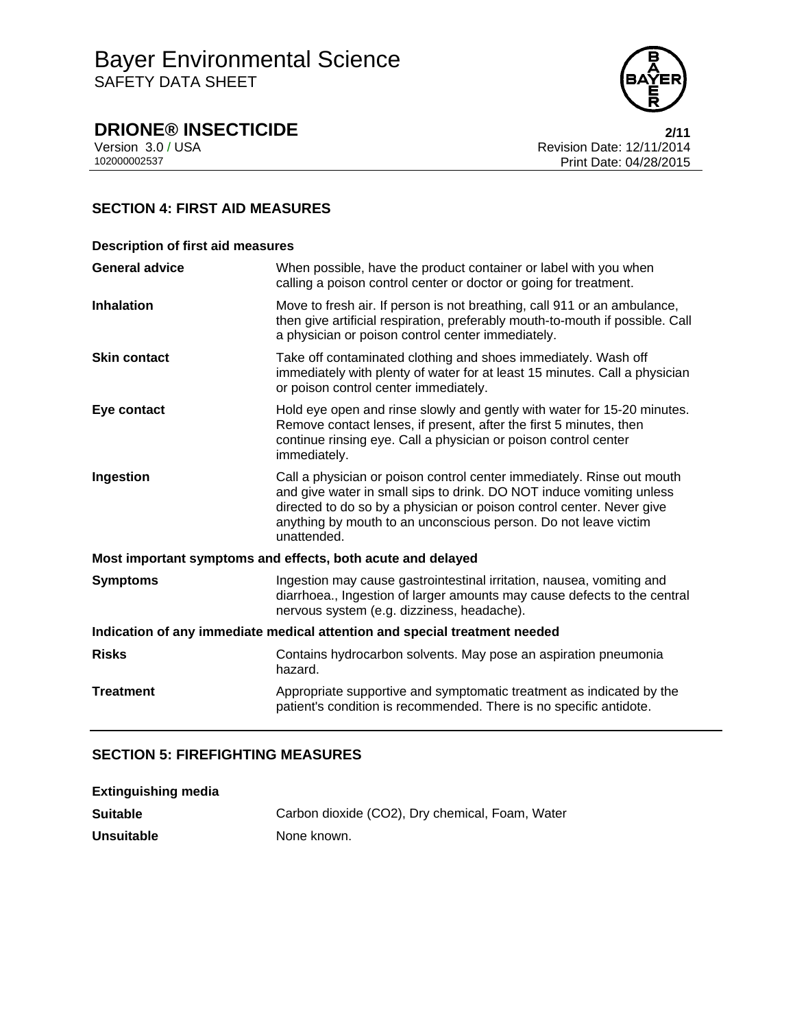## SECTION 4: FIRST AID MEASURES

**Description of first aid measures**

| | |
|---|---|
| **General advice** | When possible, have the product container or label with you when calling a poison control center or doctor or going for treatment. |
| **Inhalation** | Move to fresh air. If person is not breathing, call 911 or an ambulance, then give artificial respiration, preferably mouth-to-mouth if possible. Call a physician or poison control center immediately. |
| **Skin contact** | Take off contaminated clothing and shoes immediately. Wash off immediately with plenty of water for at least 15 minutes. Call a physician or poison control center immediately. |
| **Eye contact** | Hold eye open and rinse slowly and gently with water for 15-20 minutes. Remove contact lenses, if present, after the first 5 minutes, then continue rinsing eye. Call a physician or poison control center immediately. |
| **Ingestion** | Call a physician or poison control center immediately. Rinse out mouth and give water in small sips to drink. DO NOT induce vomiting unless directed to do so by a physician or poison control center. Never give anything by mouth to an unconscious person. Do not leave victim unattended. |

**Most important symptoms and effects, both acute and delayed**

| | |
|---|---|
| **Symptoms** | Ingestion may cause gastrointestinal irritation, nausea, vomiting and diarrhoea., Ingestion of larger amounts may cause defects to the central nervous system (e.g. dizziness, headache). |

**Indication of any immediate medical attention and special treatment needed**

| | |
|---|---|
| **Risks** | Contains hydrocarbon solvents. May pose an aspiration pneumonia hazard. |
| **Treatment** | Appropriate supportive and symptomatic treatment as indicated by the patient's condition is recommended. There is no specific antidote. |

## SECTION 5: FIREFIGHTING MEASURES

**Extinguishing media**

| | |
|---|---|
| **Suitable** | Carbon dioxide ($CO_2$), Dry chemical, Foam, Water |
| **Unsuitable** | None known. |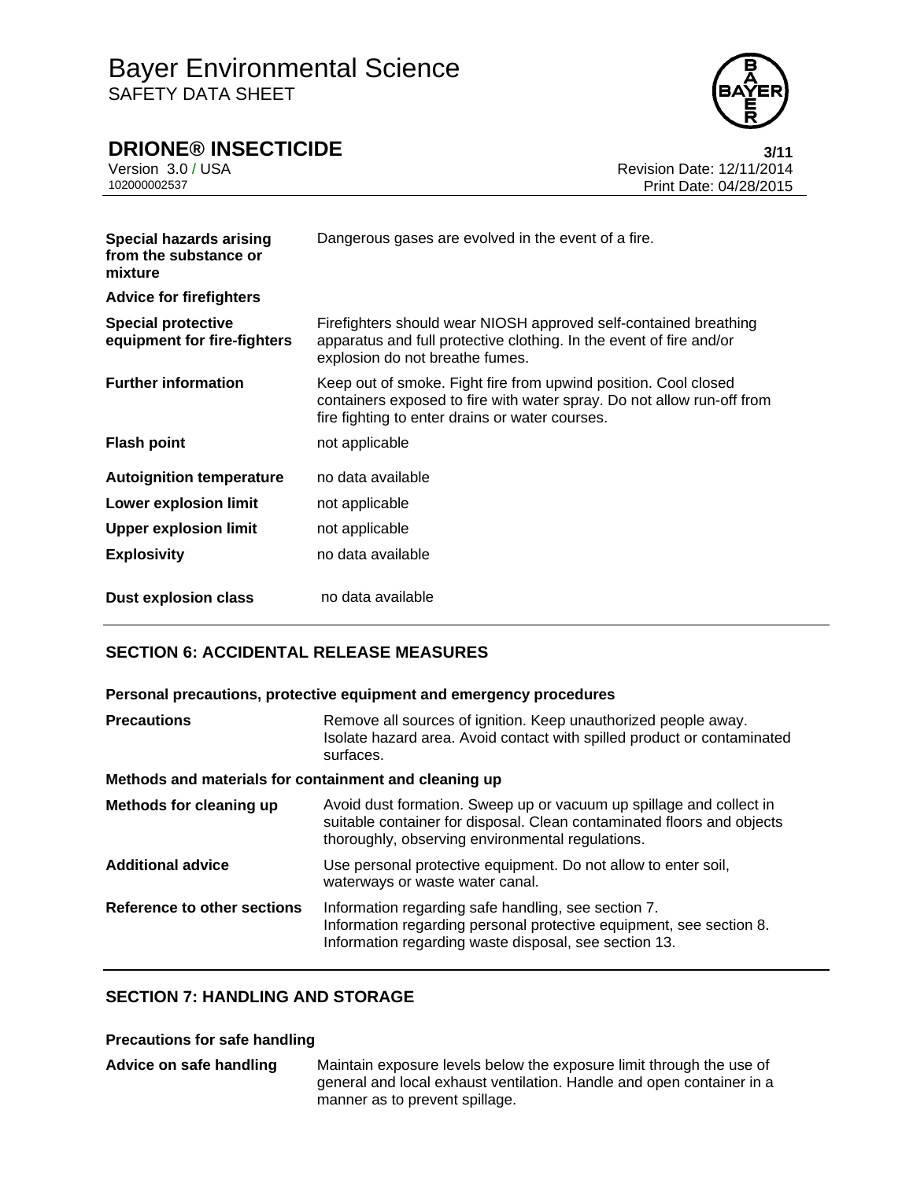| | |
|---|---|
| **Special hazards arising from the substance or mixture** | Dangerous gases are evolved in the event of a fire. |
| **Advice for firefighters** | |
| **Special protective equipment for fire-fighters** | Firefighters should wear NIOSH approved self-contained breathing apparatus and full protective clothing. In the event of fire and/or explosion do not breathe fumes. |
| **Further information** | Keep out of smoke. Fight fire from upwind position. Cool closed containers exposed to fire with water spray. Do not allow run-off from fire fighting to enter drains or water courses. |
| **Flash point** | not applicable |
| **Autoignition temperature** | no data available |
| **Lower explosion limit** | not applicable |
| **Upper explosion limit** | not applicable |
| **Explosivity** | no data available |
| **Dust explosion class** | no data available |

## SECTION 6: ACCIDENTAL RELEASE MEASURES

**Personal precautions, protective equipment and emergency procedures**

| | |
|---|---|
| **Precautions** | Remove all sources of ignition. Keep unauthorized people away. Isolate hazard area. Avoid contact with spilled product or contaminated surfaces. |

**Methods and materials for containment and cleaning up**

| | |
|---|---|
| **Methods for cleaning up** | Avoid dust formation. Sweep up or vacuum up spillage and collect in suitable container for disposal. Clean contaminated floors and objects thoroughly, observing environmental regulations. |
| **Additional advice** | Use personal protective equipment. Do not allow to enter soil, waterways or waste water canal. |
| **Reference to other sections** | Information regarding safe handling, see section 7.<br>Information regarding personal protective equipment, see section 8.<br>Information regarding waste disposal, see section 13. |

## SECTION 7: HANDLING AND STORAGE

**Precautions for safe handling**

| | |
|---|---|
| **Advice on safe handling** | Maintain exposure levels below the exposure limit through the use of general and local exhaust ventilation. Handle and open container in a manner as to prevent spillage. |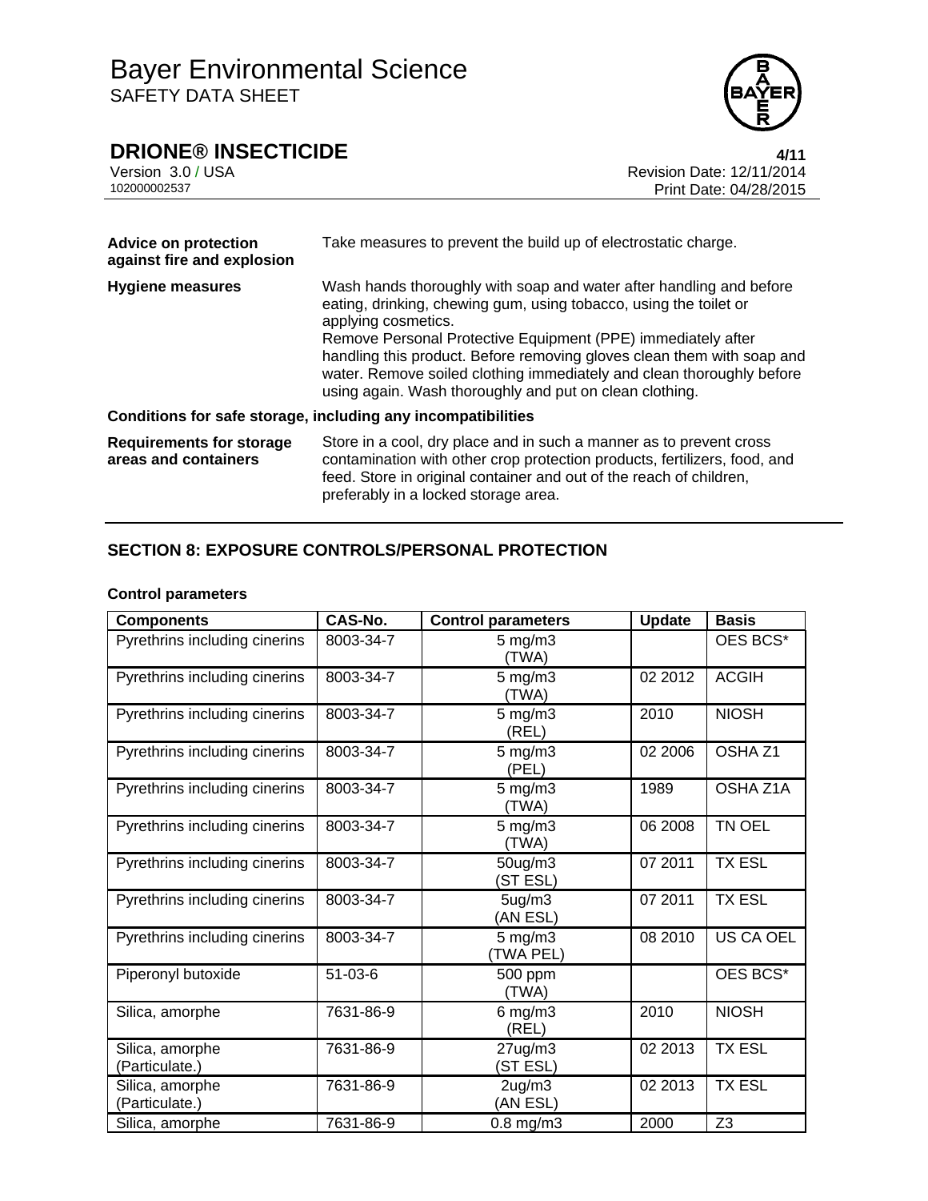| | |
|---|---|
| **Advice on protection against fire and explosion** | Take measures to prevent the build up of electrostatic charge. |
| **Hygiene measures** | Wash hands thoroughly with soap and water after handling and before eating, drinking, chewing gum, using tobacco, using the toilet or applying cosmetics. Remove Personal Protective Equipment (PPE) immediately after handling this product. Before removing gloves clean them with soap and water. Remove soiled clothing immediately and clean thoroughly before using again. Wash thoroughly and put on clean clothing. |

**Conditions for safe storage, including any incompatibilities**

| | |
|---|---|
| **Requirements for storage areas and containers** | Store in a cool, dry place and in such a manner as to prevent cross contamination with other crop protection products, fertilizers, food, and feed. Store in original container and out of the reach of children, preferably in a locked storage area. |

## SECTION 8: EXPOSURE CONTROLS/PERSONAL PROTECTION

**Control parameters**

| Components | CAS-No. | Control parameters | Update | Basis |
|---|---|---|---|---|
| Pyrethrins including cinerins | 8003-34-7 | 5 mg/m3 (TWA) | | OES BCS* |
| Pyrethrins including cinerins | 8003-34-7 | 5 mg/m3 (TWA) | 02 2012 | ACGIH |
| Pyrethrins including cinerins | 8003-34-7 | 5 mg/m3 (REL) | 2010 | NIOSH |
| Pyrethrins including cinerins | 8003-34-7 | 5 mg/m3 (PEL) | 02 2006 | OSHA Z1 |
| Pyrethrins including cinerins | 8003-34-7 | 5 mg/m3 (TWA) | 1989 | OSHA Z1A |
| Pyrethrins including cinerins | 8003-34-7 | 5 mg/m3 (TWA) | 06 2008 | TN OEL |
| Pyrethrins including cinerins | 8003-34-7 | 50ug/m3 (ST ESL) | 07 2011 | TX ESL |
| Pyrethrins including cinerins | 8003-34-7 | 5ug/m3 (AN ESL) | 07 2011 | TX ESL |
| Pyrethrins including cinerins | 8003-34-7 | 5 mg/m3 (TWA PEL) | 08 2010 | US CA OEL |
| Piperonyl butoxide | 51-03-6 | 500 ppm (TWA) | | OES BCS* |
| Silica, amorphe | 7631-86-9 | 6 mg/m3 (REL) | 2010 | NIOSH |
| Silica, amorphe (Particulate.) | 7631-86-9 | 27ug/m3 (ST ESL) | 02 2013 | TX ESL |
| Silica, amorphe (Particulate.) | 7631-86-9 | 2ug/m3 (AN ESL) | 02 2013 | TX ESL |
| Silica, amorphe | 7631-86-9 | 0.8 mg/m3 | 2000 | Z3 |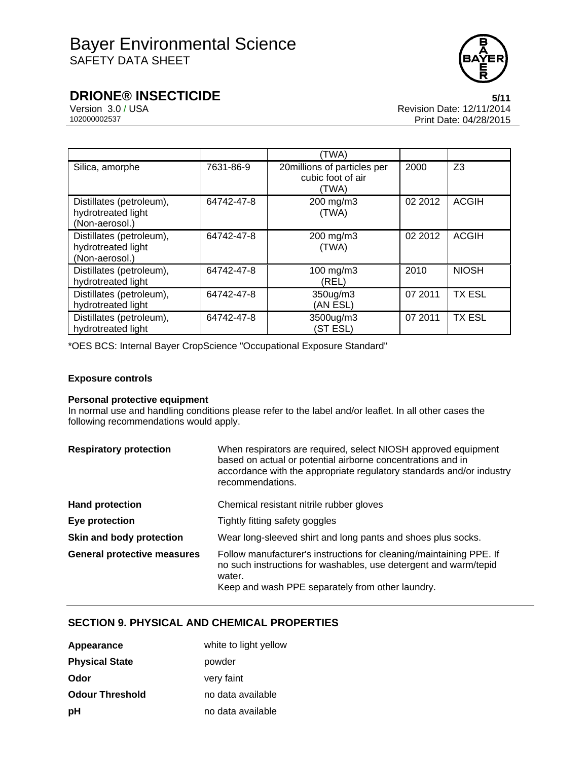| | | (TWA) | | |
|---|---|---|---|---|
| Silica, amorphe | 7631-86-9 | 20millions of particles per cubic foot of air (TWA) | 2000 | Z3 |
| Distillates (petroleum), hydrotreated light (Non-aerosol.) | 64742-47-8 | 200 mg/m3 (TWA) | 02 2012 | ACGIH |
| Distillates (petroleum), hydrotreated light (Non-aerosol.) | 64742-47-8 | 200 mg/m3 (TWA) | 02 2012 | ACGIH |
| Distillates (petroleum), hydrotreated light | 64742-47-8 | 100 mg/m3 (REL) | 2010 | NIOSH |
| Distillates (petroleum), hydrotreated light | 64742-47-8 | 350ug/m3 (AN ESL) | 07 2011 | TX ESL |
| Distillates (petroleum), hydrotreated light | 64742-47-8 | 3500ug/m3 (ST ESL) | 07 2011 | TX ESL |

*OES BCS: Internal Bayer CropScience "Occupational Exposure Standard"

**Exposure controls**

**Personal protective equipment**

In normal use and handling conditions please refer to the label and/or leaflet. In all other cases the following recommendations would apply.

| | |
|---|---|
| **Respiratory protection** | When respirators are required, select NIOSH approved equipment based on actual or potential airborne concentrations and in accordance with the appropriate regulatory standards and/or industry recommendations. |
| **Hand protection** | Chemical resistant nitrile rubber gloves |
| **Eye protection** | Tightly fitting safety goggles |
| **Skin and body protection** | Wear long-sleeved shirt and long pants and shoes plus socks. |
| **General protective measures** | Follow manufacturer's instructions for cleaning/maintaining PPE. If no such instructions for washables, use detergent and warm/tepid water.<br>Keep and wash PPE separately from other laundry. |

## SECTION 9. PHYSICAL AND CHEMICAL PROPERTIES

| | |
|---|---|
| **Appearance** | white to light yellow |
| **Physical State** | powder |
| **Odor** | very faint |
| **Odour Threshold** | no data available |
| **pH** | no data available |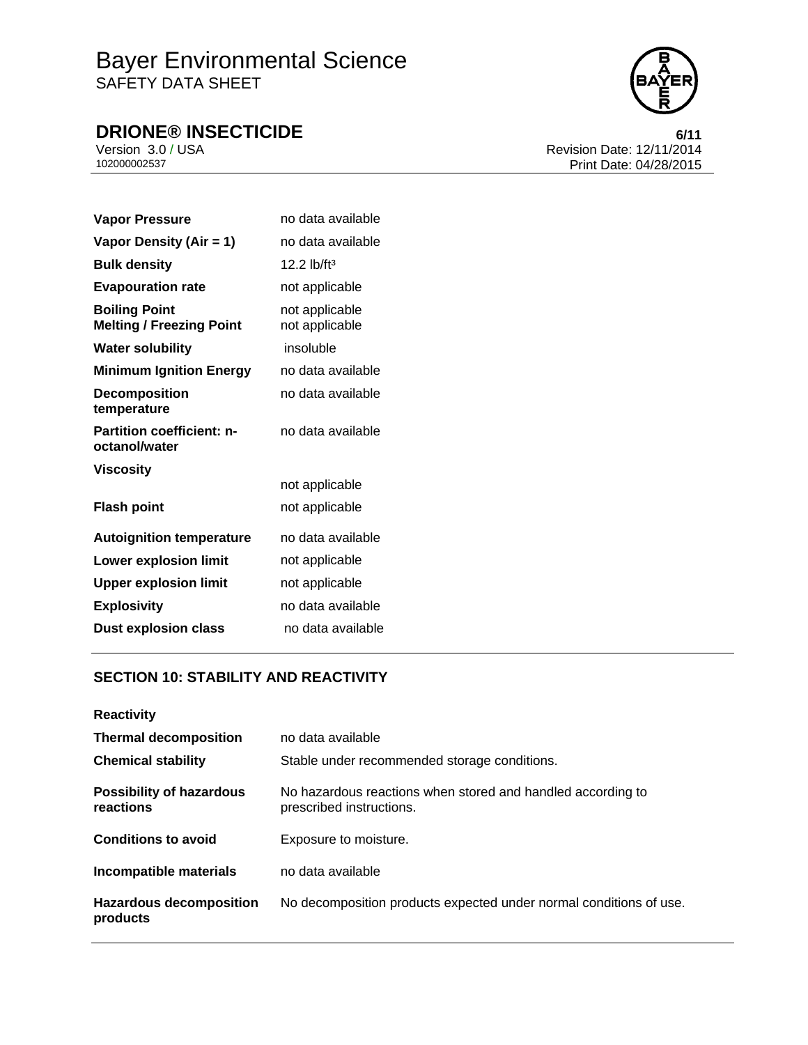| | |
|---|---|
| **Vapor Pressure** | no data available |
| **Vapor Density (Air = 1)** | no data available |
| **Bulk density** | 12.2 lb/ft³ |
| **Evapouration rate** | not applicable |
| **Boiling Point** | not applicable |
| **Melting / Freezing Point** | not applicable |
| **Water solubility** | insoluble |
| **Minimum Ignition Energy** | no data available |
| **Decomposition temperature** | no data available |
| **Partition coefficient: n-octanol/water** | no data available |
| **Viscosity** | not applicable |
| **Flash point** | not applicable |
| **Autoignition temperature** | no data available |
| **Lower explosion limit** | not applicable |
| **Upper explosion limit** | not applicable |
| **Explosivity** | no data available |
| **Dust explosion class** | no data available |

## SECTION 10: STABILITY AND REACTIVITY

**Reactivity**

| | |
|---|---|
| **Thermal decomposition** | no data available |
| **Chemical stability** | Stable under recommended storage conditions. |
| **Possibility of hazardous reactions** | No hazardous reactions when stored and handled according to prescribed instructions. |
| **Conditions to avoid** | Exposure to moisture. |
| **Incompatible materials** | no data available |
| **Hazardous decomposition products** | No decomposition products expected under normal conditions of use. |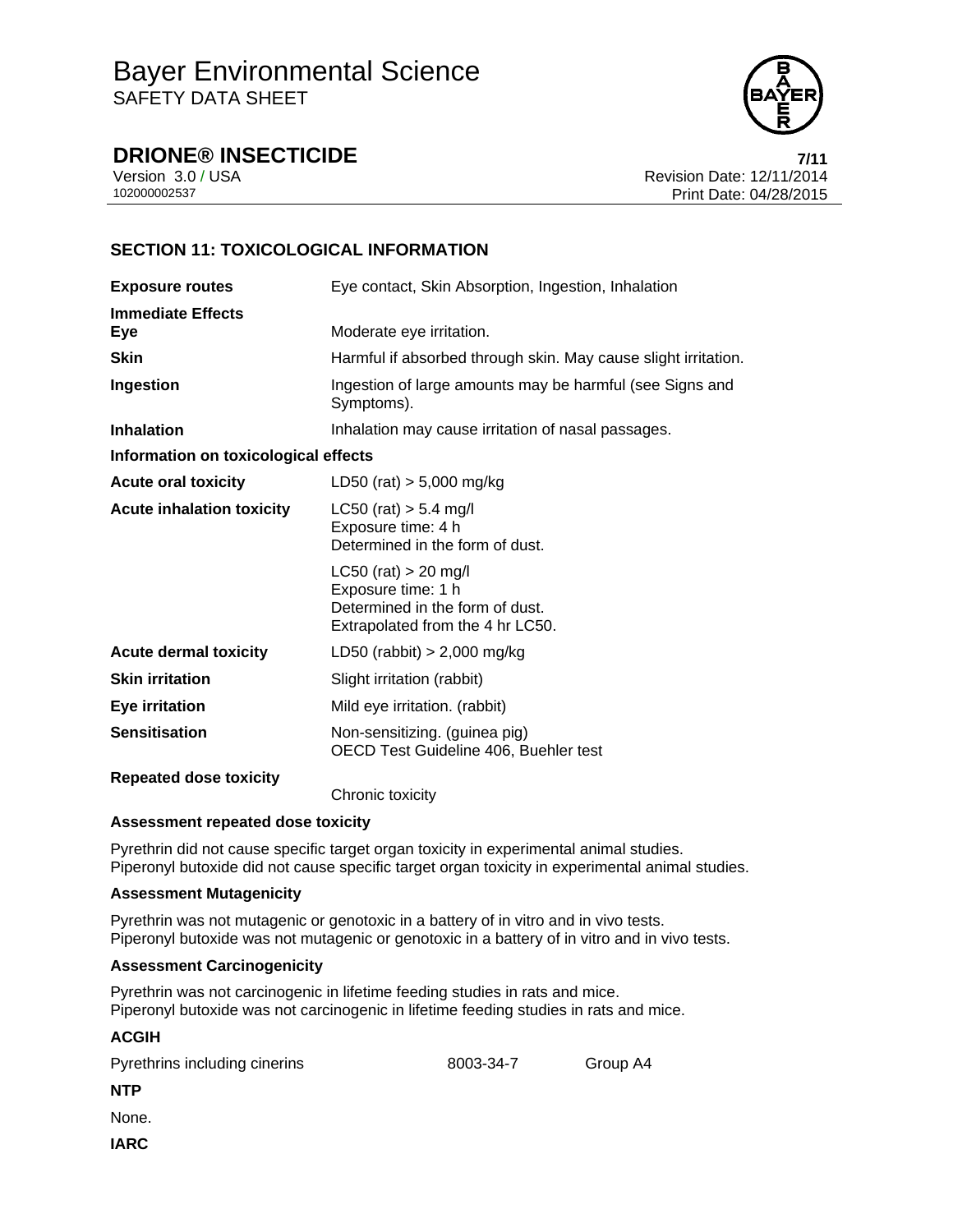## SECTION 11: TOXICOLOGICAL INFORMATION

| | |
|---|---|
| **Exposure routes** | Eye contact, Skin Absorption, Ingestion, Inhalation |
| **Immediate Effects** | |
| **Eye** | Moderate eye irritation. |
| **Skin** | Harmful if absorbed through skin. May cause slight irritation. |
| **Ingestion** | Ingestion of large amounts may be harmful (see Signs and Symptoms). |
| **Inhalation** | Inhalation may cause irritation of nasal passages. |

**Information on toxicological effects**

| | |
|---|---|
| **Acute oral toxicity** | LD50 (rat) > 5,000 mg/kg |
| **Acute inhalation toxicity** | LC50 (rat) > 5.4 mg/l<br>Exposure time: 4 h<br>Determined in the form of dust. |
| | LC50 (rat) > 20 mg/l<br>Exposure time: 1 h<br>Determined in the form of dust.<br>Extrapolated from the 4 hr LC50. |
| **Acute dermal toxicity** | LD50 (rabbit) > 2,000 mg/kg |
| **Skin irritation** | Slight irritation (rabbit) |
| **Eye irritation** | Mild eye irritation. (rabbit) |
| **Sensitisation** | Non-sensitizing. (guinea pig)<br>OECD Test Guideline 406, Buehler test |
| **Repeated dose toxicity** | Chronic toxicity |

**Assessment repeated dose toxicity**

Pyrethrin did not cause specific target organ toxicity in experimental animal studies.
Piperonyl butoxide did not cause specific target organ toxicity in experimental animal studies.

**Assessment Mutagenicity**

Pyrethrin was not mutagenic or genotoxic in a battery of in vitro and in vivo tests.
Piperonyl butoxide was not mutagenic or genotoxic in a battery of in vitro and in vivo tests.

**Assessment Carcinogenicity**

Pyrethrin was not carcinogenic in lifetime feeding studies in rats and mice.
Piperonyl butoxide was not carcinogenic in lifetime feeding studies in rats and mice.

**ACGIH**

| | | |
|---|---|---|
| Pyrethrins including cinerins | 8003-34-7 | Group A4 |

**NTP**

None.

**IARC**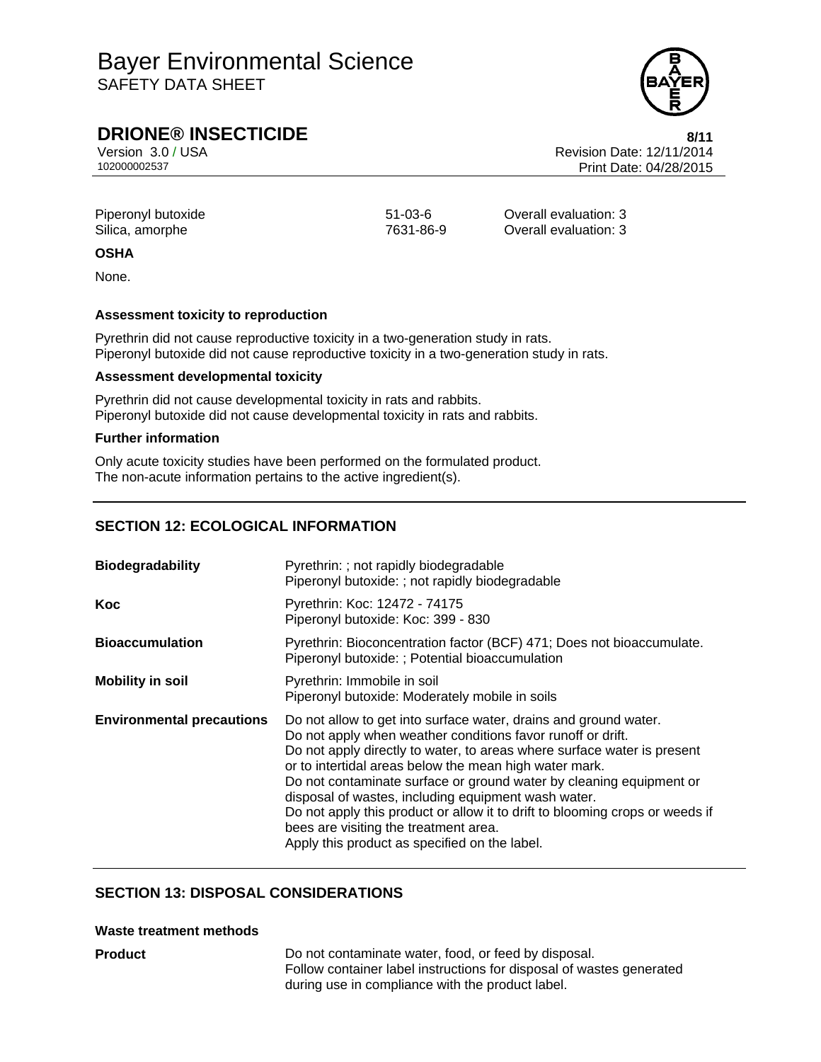| | | |
|---|---|---|
| Piperonyl butoxide | 51-03-6 | Overall evaluation: 3 |
| Silica, amorphe | 7631-86-9 | Overall evaluation: 3 |

**OSHA**

None.

**Assessment toxicity to reproduction**

Pyrethrin did not cause reproductive toxicity in a two-generation study in rats.
Piperonyl butoxide did not cause reproductive toxicity in a two-generation study in rats.

**Assessment developmental toxicity**

Pyrethrin did not cause developmental toxicity in rats and rabbits.
Piperonyl butoxide did not cause developmental toxicity in rats and rabbits.

**Further information**

Only acute toxicity studies have been performed on the formulated product.
The non-acute information pertains to the active ingredient(s).

## SECTION 12: ECOLOGICAL INFORMATION

| | |
|---|---|
| **Biodegradability** | Pyrethrin: ; not rapidly biodegradable<br>Piperonyl butoxide: ; not rapidly biodegradable |
| **Koc** | Pyrethrin: Koc: 12472 - 74175<br>Piperonyl butoxide: Koc: 399 - 830 |
| **Bioaccumulation** | Pyrethrin: Bioconcentration factor (BCF) 471; Does not bioaccumulate.<br>Piperonyl butoxide: ; Potential bioaccumulation |
| **Mobility in soil** | Pyrethrin: Immobile in soil<br>Piperonyl butoxide: Moderately mobile in soils |
| **Environmental precautions** | Do not allow to get into surface water, drains and ground water.<br>Do not apply when weather conditions favor runoff or drift.<br>Do not apply directly to water, to areas where surface water is present or to intertidal areas below the mean high water mark.<br>Do not contaminate surface or ground water by cleaning equipment or disposal of wastes, including equipment wash water.<br>Do not apply this product or allow it to drift to blooming crops or weeds if bees are visiting the treatment area.<br>Apply this product as specified on the label. |

## SECTION 13: DISPOSAL CONSIDERATIONS

**Waste treatment methods**

**Product** Do not contaminate water, food, or feed by disposal.
Follow container label instructions for disposal of wastes generated during use in compliance with the product label.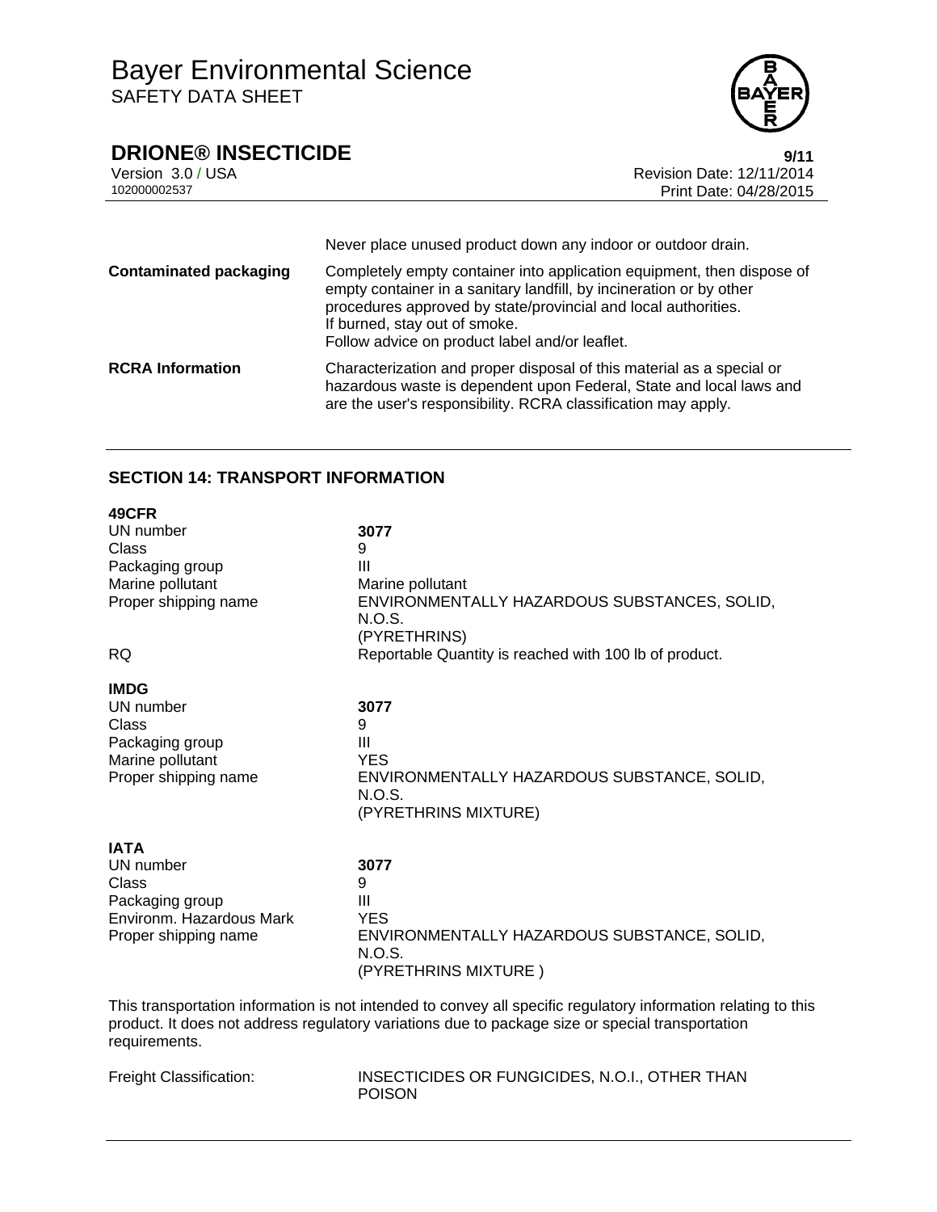Never place unused product down any indoor or outdoor drain.

| | |
|---|---|
| **Contaminated packaging** | Completely empty container into application equipment, then dispose of empty container in a sanitary landfill, by incineration or by other procedures approved by state/provincial and local authorities.<br>If burned, stay out of smoke.<br>Follow advice on product label and/or leaflet. |
| **RCRA Information** | Characterization and proper disposal of this material as a special or hazardous waste is dependent upon Federal, State and local laws and are the user's responsibility. RCRA classification may apply. |

## SECTION 14: TRANSPORT INFORMATION

**49CFR**

| | |
|---|---|
| UN number | **3077** |
| Class | 9 |
| Packaging group | III |
| Marine pollutant | Marine pollutant |
| Proper shipping name | ENVIRONMENTALLY HAZARDOUS SUBSTANCES, SOLID, N.O.S. (PYRETHRINS) |
| RQ | Reportable Quantity is reached with 100 lb of product. |

**IMDG**

| | |
|---|---|
| UN number | **3077** |
| Class | 9 |
| Packaging group | III |
| Marine pollutant | YES |
| Proper shipping name | ENVIRONMENTALLY HAZARDOUS SUBSTANCE, SOLID, N.O.S. (PYRETHRINS MIXTURE) |

**IATA**

| | |
|---|---|
| UN number | **3077** |
| Class | 9 |
| Packaging group | III |
| Environm. Hazardous Mark | YES |
| Proper shipping name | ENVIRONMENTALLY HAZARDOUS SUBSTANCE, SOLID, N.O.S. (PYRETHRINS MIXTURE ) |

This transportation information is not intended to convey all specific regulatory information relating to this product. It does not address regulatory variations due to package size or special transportation requirements.

| | |
|---|---|
| Freight Classification: | INSECTICIDES OR FUNGICIDES, N.O.I., OTHER THAN POISON |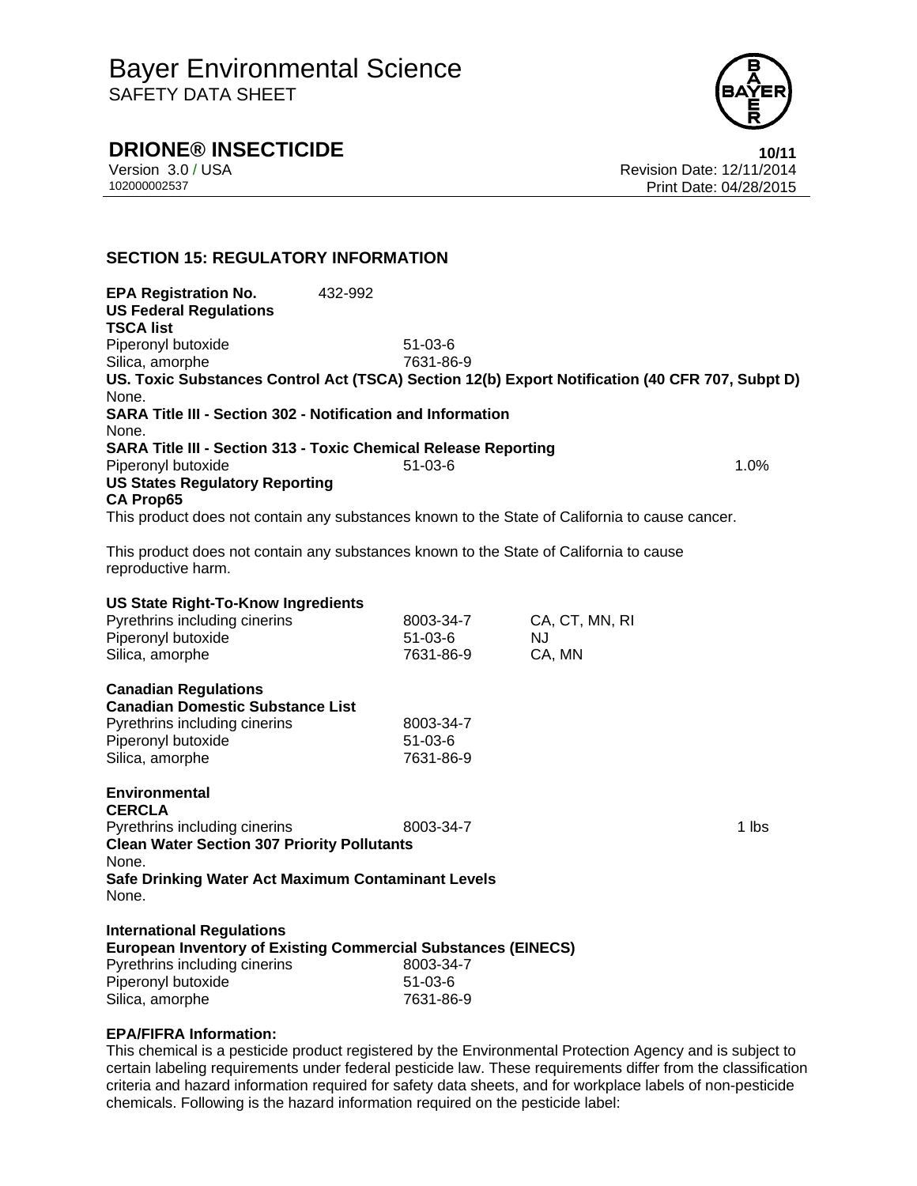## SECTION 15: REGULATORY INFORMATION

**EPA Registration No.** 432-992

**US Federal Regulations**

**TSCA list**

| | |
|---|---|
| Piperonyl butoxide | 51-03-6 |
| Silica, amorphe | 7631-86-9 |

**US. Toxic Substances Control Act (TSCA) Section 12(b) Export Notification (40 CFR 707, Subpt D)**

None.

**SARA Title III - Section 302 - Notification and Information**

None.

**SARA Title III - Section 313 - Toxic Chemical Release Reporting**

| | | |
|---|---|---|
| Piperonyl butoxide | 51-03-6 | 1.0% |

**US States Regulatory Reporting**

**CA Prop65**

This product does not contain any substances known to the State of California to cause cancer.

This product does not contain any substances known to the State of California to cause reproductive harm.

**US State Right-To-Know Ingredients**

| | | |
|---|---|---|
| Pyrethrins including cinerins | 8003-34-7 | CA, CT, MN, RI |
| Piperonyl butoxide | 51-03-6 | NJ |
| Silica, amorphe | 7631-86-9 | CA, MN |

**Canadian Regulations**

**Canadian Domestic Substance List**

| | |
|---|---|
| Pyrethrins including cinerins | 8003-34-7 |
| Piperonyl butoxide | 51-03-6 |
| Silica, amorphe | 7631-86-9 |

**Environmental**

**CERCLA**

| | | |
|---|---|---|
| Pyrethrins including cinerins | 8003-34-7 | 1 lbs |

**Clean Water Section 307 Priority Pollutants**

None.

**Safe Drinking Water Act Maximum Contaminant Levels**

None.

**International Regulations**

**European Inventory of Existing Commercial Substances (EINECS)**

| | |
|---|---|
| Pyrethrins including cinerins | 8003-34-7 |
| Piperonyl butoxide | 51-03-6 |
| Silica, amorphe | 7631-86-9 |

**EPA/FIFRA Information:**

This chemical is a pesticide product registered by the Environmental Protection Agency and is subject to certain labeling requirements under federal pesticide law. These requirements differ from the classification criteria and hazard information required for safety data sheets, and for workplace labels of non-pesticide chemicals. Following is the hazard information required on the pesticide label: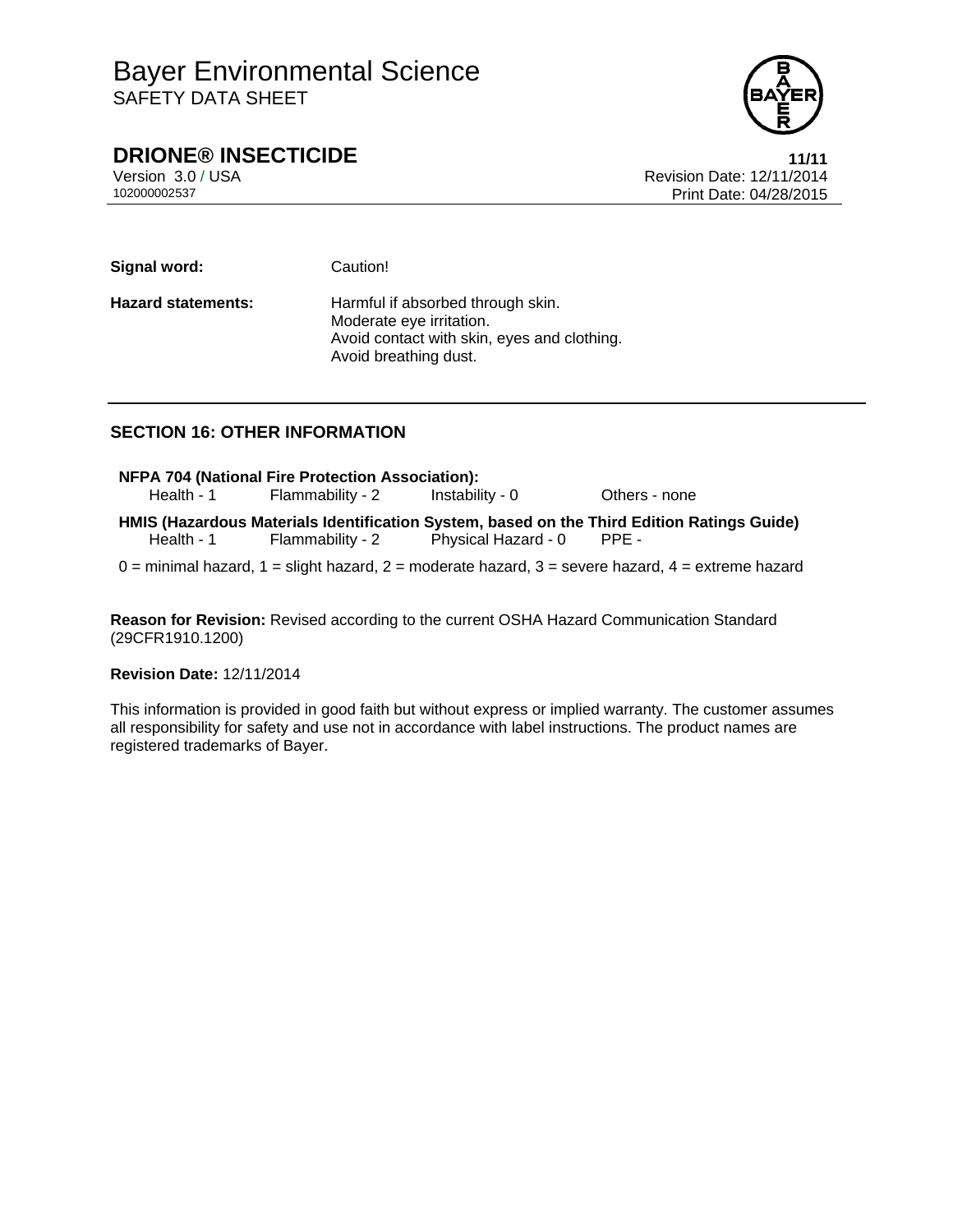**Signal word:** Caution!

**Hazard statements:** Harmful if absorbed through skin.
Moderate eye irritation.
Avoid contact with skin, eyes and clothing.
Avoid breathing dust.

## SECTION 16: OTHER INFORMATION

**NFPA 704 (National Fire Protection Association):**

| | | | |
|---|---|---|---|
| Health - 1 | Flammability - 2 | Instability - 0 | Others - none |

**HMIS (Hazardous Materials Identification System, based on the Third Edition Ratings Guide)**

| | | | |
|---|---|---|---|
| Health - 1 | Flammability - 2 | Physical Hazard - 0 | PPE - |

0 = minimal hazard, 1 = slight hazard, 2 = moderate hazard, 3 = severe hazard, 4 = extreme hazard

**Reason for Revision:** Revised according to the current OSHA Hazard Communication Standard (29CFR1910.1200)

**Revision Date:** 12/11/2014

This information is provided in good faith but without express or implied warranty. The customer assumes all responsibility for safety and use not in accordance with label instructions. The product names are registered trademarks of Bayer.